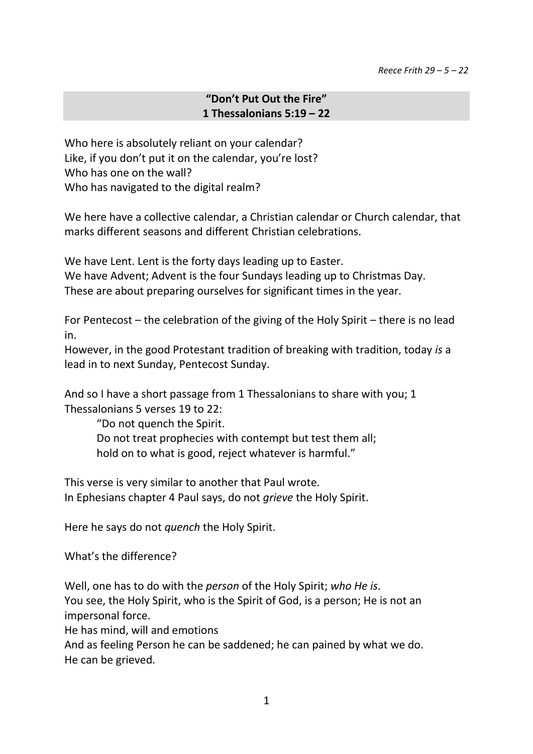*Reece Frith 29 – 5 – 22*

## "Don't Put Out the Fire"
## 1 Thessalonians 5:19 – 22

Who here is absolutely reliant on your calendar?
Like, if you don't put it on the calendar, you're lost?
Who has one on the wall?
Who has navigated to the digital realm?

We here have a collective calendar, a Christian calendar or Church calendar, that marks different seasons and different Christian celebrations.

We have Lent. Lent is the forty days leading up to Easter.
We have Advent; Advent is the four Sundays leading up to Christmas Day.
These are about preparing ourselves for significant times in the year.

For Pentecost – the celebration of the giving of the Holy Spirit – there is no lead in.
However, in the good Protestant tradition of breaking with tradition, today *is* a lead in to next Sunday, Pentecost Sunday.

And so I have a short passage from 1 Thessalonians to share with you; 1 Thessalonians 5 verses 19 to 22:

> "Do not quench the Spirit.
> Do not treat prophecies with contempt but test them all;
> hold on to what is good, reject whatever is harmful."

This verse is very similar to another that Paul wrote.
In Ephesians chapter 4 Paul says, do not *grieve* the Holy Spirit.

Here he says do not *quench* the Holy Spirit.

What's the difference?

Well, one has to do with the *person* of the Holy Spirit; *who He is*.
You see, the Holy Spirit, who is the Spirit of God, is a person; He is not an impersonal force.
He has mind, will and emotions
And as feeling Person he can be saddened; he can pained by what we do.
He can be grieved.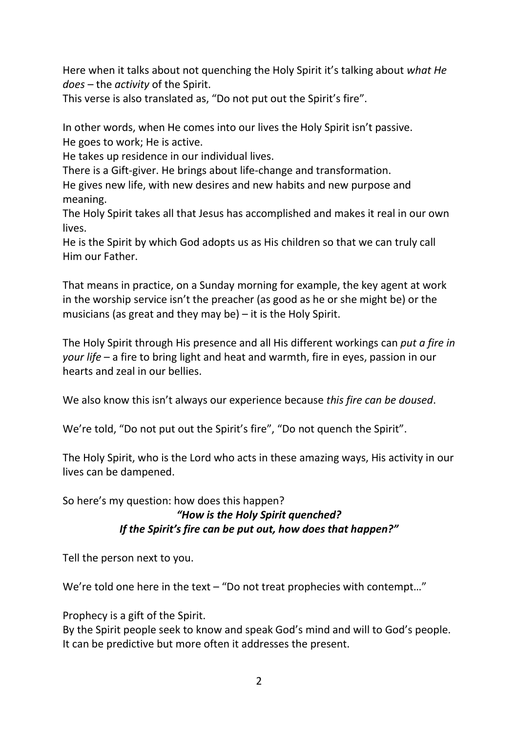Here when it talks about not quenching the Holy Spirit it's talking about *what He does* – the *activity* of the Spirit.
This verse is also translated as, "Do not put out the Spirit's fire".

In other words, when He comes into our lives the Holy Spirit isn't passive.
He goes to work; He is active.
He takes up residence in our individual lives.
There is a Gift-giver. He brings about life-change and transformation.
He gives new life, with new desires and new habits and new purpose and meaning.
The Holy Spirit takes all that Jesus has accomplished and makes it real in our own lives.
He is the Spirit by which God adopts us as His children so that we can truly call Him our Father.

That means in practice, on a Sunday morning for example, the key agent at work in the worship service isn't the preacher (as good as he or she might be) or the musicians (as great and they may be) – it is the Holy Spirit.

The Holy Spirit through His presence and all His different workings can *put a fire in your life* – a fire to bring light and heat and warmth, fire in eyes, passion in our hearts and zeal in our bellies.

We also know this isn't always our experience because *this fire can be doused*.

We're told, "Do not put out the Spirit's fire", "Do not quench the Spirit".

The Holy Spirit, who is the Lord who acts in these amazing ways, His activity in our lives can be dampened.

So here's my question: how does this happen?

***"How is the Holy Spirit quenched?
If the Spirit's fire can be put out, how does that happen?"***

Tell the person next to you.

We're told one here in the text – "Do not treat prophecies with contempt…"

Prophecy is a gift of the Spirit.
By the Spirit people seek to know and speak God's mind and will to God's people.
It can be predictive but more often it addresses the present.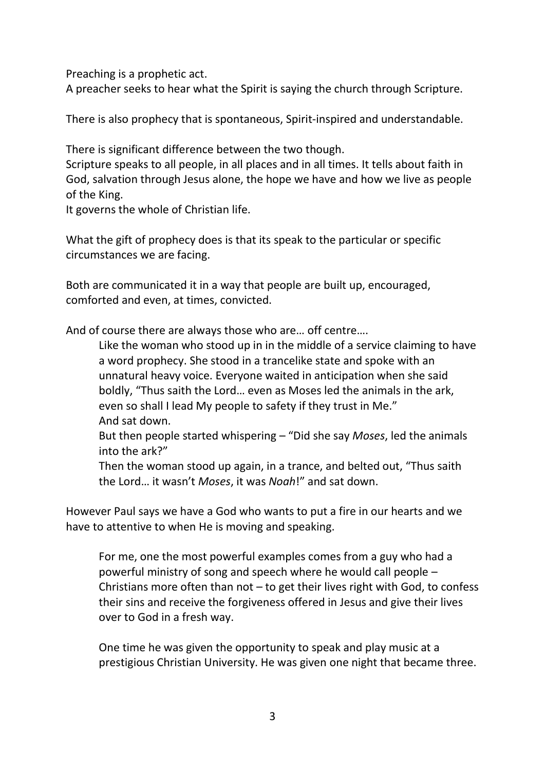Preaching is a prophetic act.
A preacher seeks to hear what the Spirit is saying the church through Scripture.

There is also prophecy that is spontaneous, Spirit-inspired and understandable.

There is significant difference between the two though.
Scripture speaks to all people, in all places and in all times. It tells about faith in God, salvation through Jesus alone, the hope we have and how we live as people of the King.
It governs the whole of Christian life.

What the gift of prophecy does is that its speak to the particular or specific circumstances we are facing.

Both are communicated it in a way that people are built up, encouraged, comforted and even, at times, convicted.

And of course there are always those who are… off centre….

> Like the woman who stood up in in the middle of a service claiming to have a word prophecy. She stood in a trancelike state and spoke with an unnatural heavy voice. Everyone waited in anticipation when she said boldly, "Thus saith the Lord… even as Moses led the animals in the ark, even so shall I lead My people to safety if they trust in Me."
> And sat down.
> But then people started whispering – "Did she say *Moses*, led the animals into the ark?"
> Then the woman stood up again, in a trance, and belted out, "Thus saith the Lord… it wasn't *Moses*, it was *Noah*!" and sat down.

However Paul says we have a God who wants to put a fire in our hearts and we have to attentive to when He is moving and speaking.

> For me, one the most powerful examples comes from a guy who had a powerful ministry of song and speech where he would call people – Christians more often than not – to get their lives right with God, to confess their sins and receive the forgiveness offered in Jesus and give their lives over to God in a fresh way.
>
> One time he was given the opportunity to speak and play music at a prestigious Christian University. He was given one night that became three.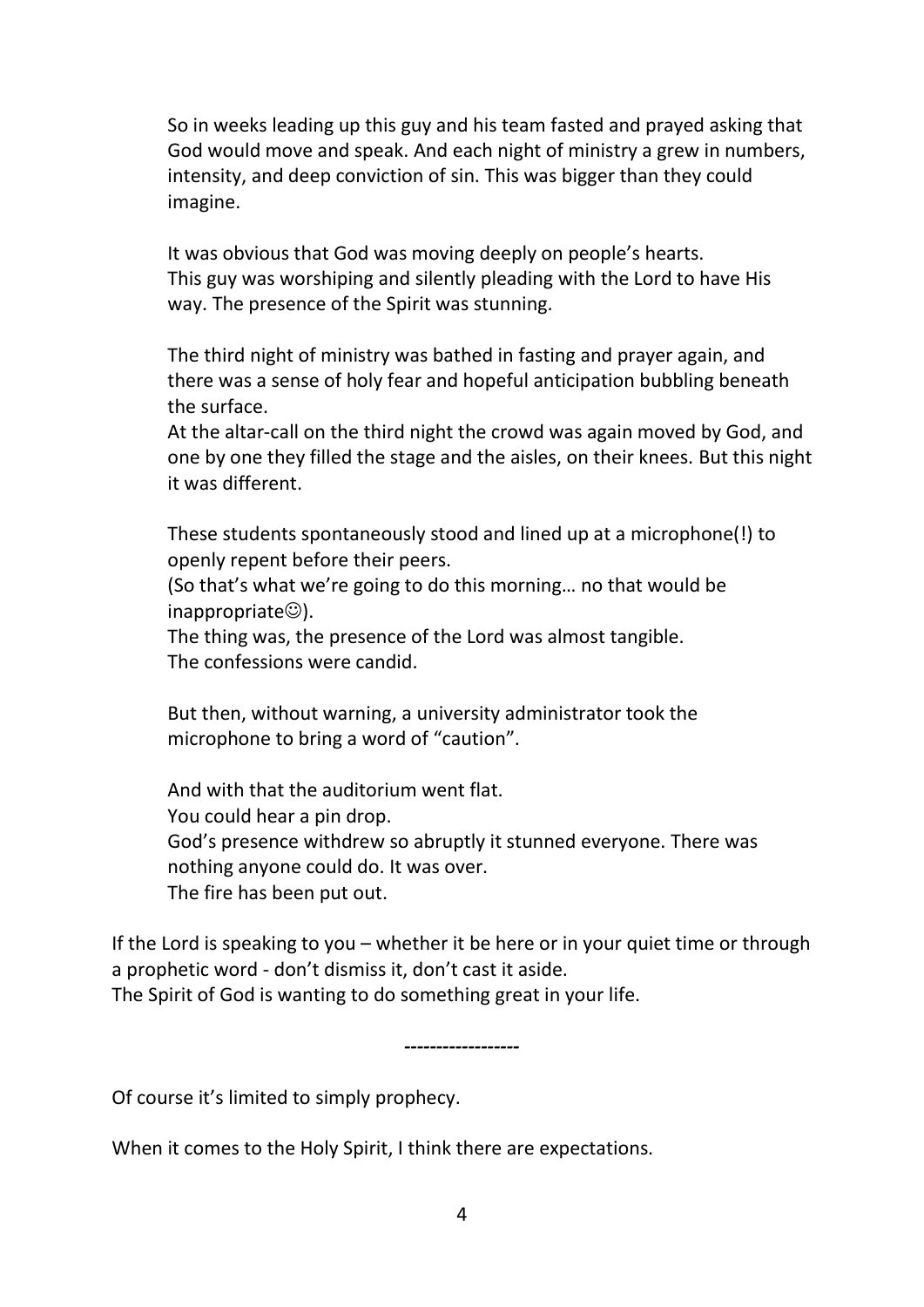So in weeks leading up this guy and his team fasted and prayed asking that God would move and speak. And each night of ministry a grew in numbers, intensity, and deep conviction of sin. This was bigger than they could imagine.

It was obvious that God was moving deeply on people's hearts.
This guy was worshiping and silently pleading with the Lord to have His way. The presence of the Spirit was stunning.

The third night of ministry was bathed in fasting and prayer again, and there was a sense of holy fear and hopeful anticipation bubbling beneath the surface.
At the altar-call on the third night the crowd was again moved by God, and one by one they filled the stage and the aisles, on their knees. But this night it was different.

These students spontaneously stood and lined up at a microphone(!) to openly repent before their peers.
(So that's what we're going to do this morning… no that would be inappropriate☺).
The thing was, the presence of the Lord was almost tangible.
The confessions were candid.

But then, without warning, a university administrator took the microphone to bring a word of "caution".

And with that the auditorium went flat.
You could hear a pin drop.
God's presence withdrew so abruptly it stunned everyone. There was nothing anyone could do. It was over.
The fire has been put out.

If the Lord is speaking to you – whether it be here or in your quiet time or through a prophetic word - don't dismiss it, don't cast it aside.
The Spirit of God is wanting to do something great in your life.

------------------

Of course it's limited to simply prophecy.

When it comes to the Holy Spirit, I think there are expectations.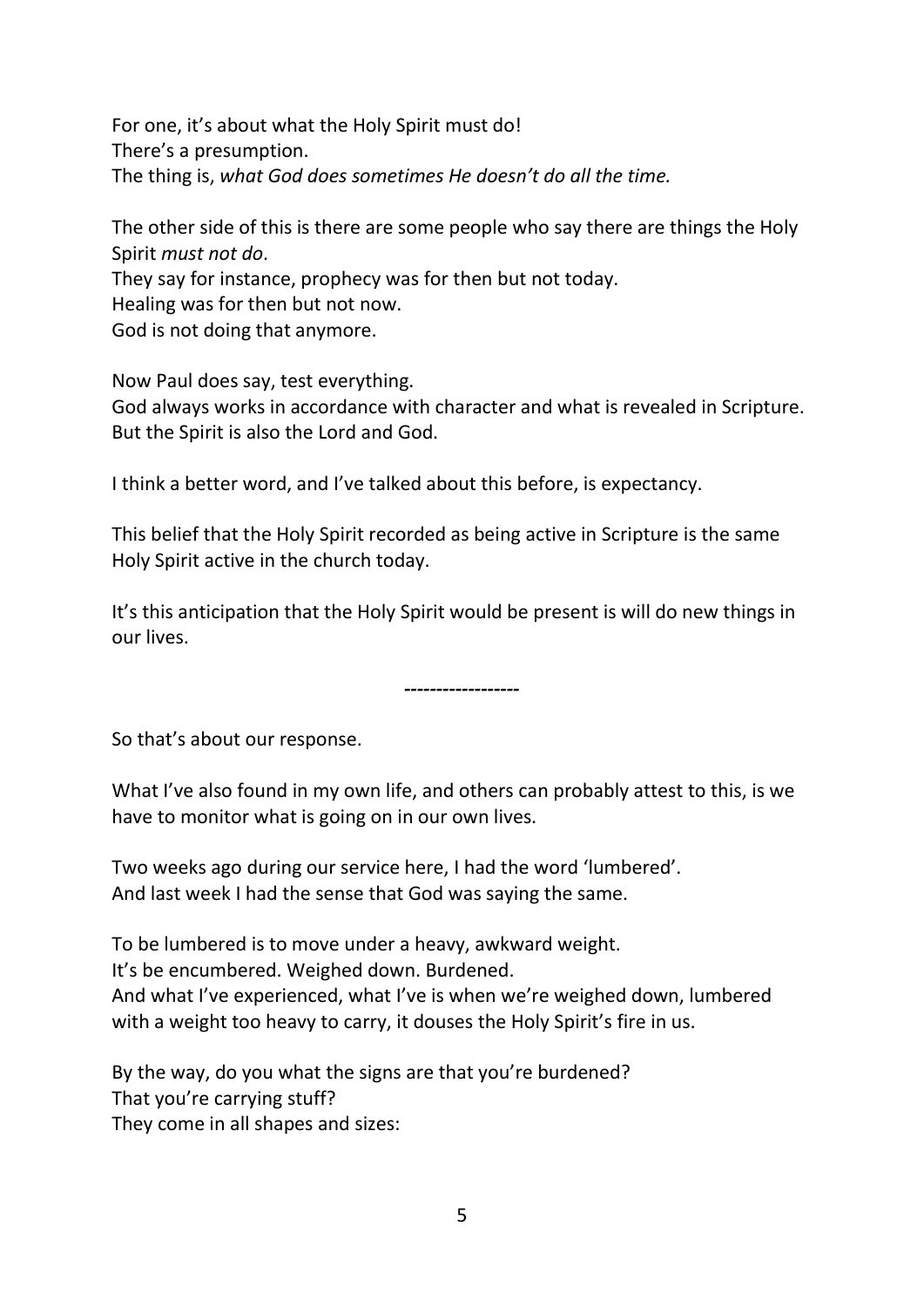For one, it's about what the Holy Spirit must do!
There's a presumption.
The thing is, *what God does sometimes He doesn't do all the time.*

The other side of this is there are some people who say there are things the Holy Spirit *must not do*.
They say for instance, prophecy was for then but not today.
Healing was for then but not now.
God is not doing that anymore.

Now Paul does say, test everything.
God always works in accordance with character and what is revealed in Scripture.
But the Spirit is also the Lord and God.

I think a better word, and I've talked about this before, is expectancy.

This belief that the Holy Spirit recorded as being active in Scripture is the same Holy Spirit active in the church today.

It's this anticipation that the Holy Spirit would be present is will do new things in our lives.

------------------

So that's about our response.

What I've also found in my own life, and others can probably attest to this, is we have to monitor what is going on in our own lives.

Two weeks ago during our service here, I had the word 'lumbered'.
And last week I had the sense that God was saying the same.

To be lumbered is to move under a heavy, awkward weight.
It's be encumbered. Weighed down. Burdened.
And what I've experienced, what I've is when we're weighed down, lumbered with a weight too heavy to carry, it douses the Holy Spirit's fire in us.

By the way, do you what the signs are that you're burdened?
That you're carrying stuff?
They come in all shapes and sizes: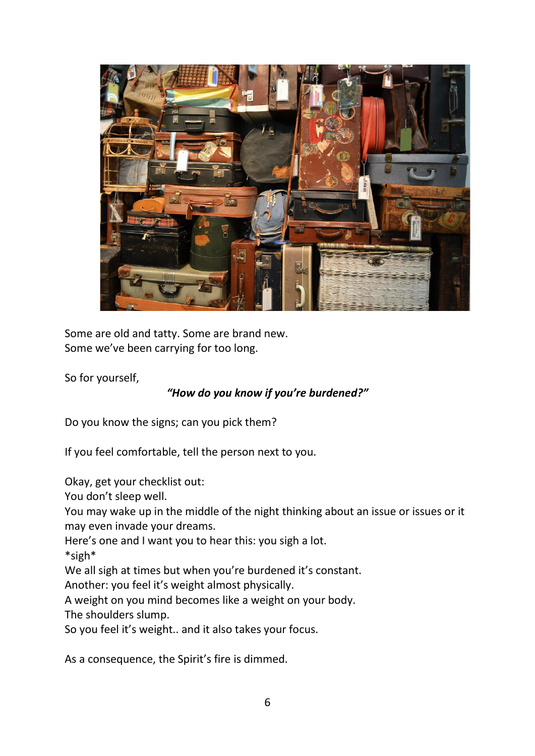Some are old and tatty. Some are brand new.
Some we've been carrying for too long.

So for yourself,

***"How do you know if you're burdened?"***

Do you know the signs; can you pick them?

If you feel comfortable, tell the person next to you.

Okay, get your checklist out:
You don't sleep well.
You may wake up in the middle of the night thinking about an issue or issues or it may even invade your dreams.
Here's one and I want you to hear this: you sigh a lot.
*sigh*
We all sigh at times but when you're burdened it's constant.
Another: you feel it's weight almost physically.
A weight on you mind becomes like a weight on your body.
The shoulders slump.
So you feel it's weight.. and it also takes your focus.

As a consequence, the Spirit's fire is dimmed.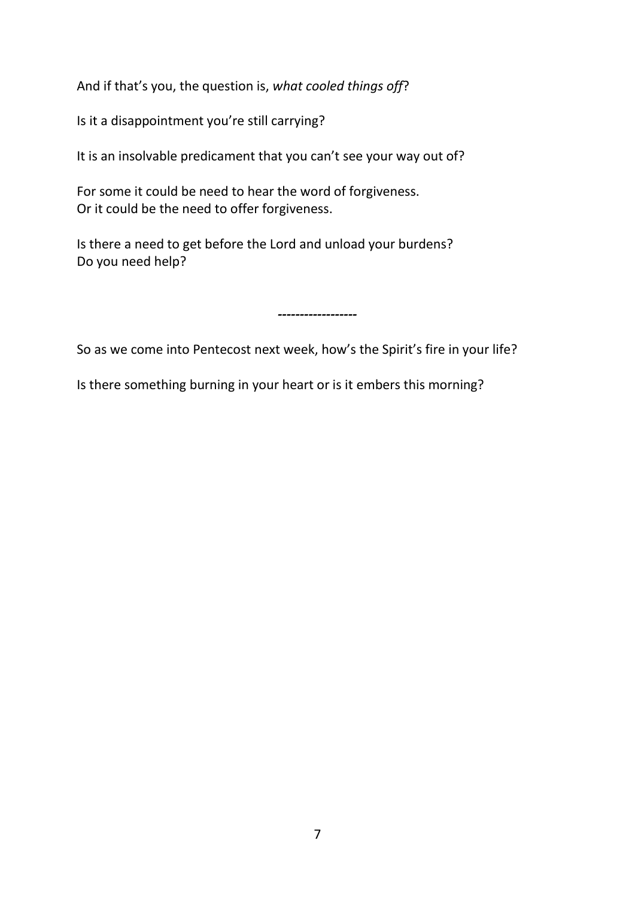And if that's you, the question is, *what cooled things off*?

Is it a disappointment you're still carrying?

It is an insolvable predicament that you can't see your way out of?

For some it could be need to hear the word of forgiveness.
Or it could be the need to offer forgiveness.

Is there a need to get before the Lord and unload your burdens?
Do you need help?

------------------

So as we come into Pentecost next week, how's the Spirit's fire in your life?

Is there something burning in your heart or is it embers this morning?